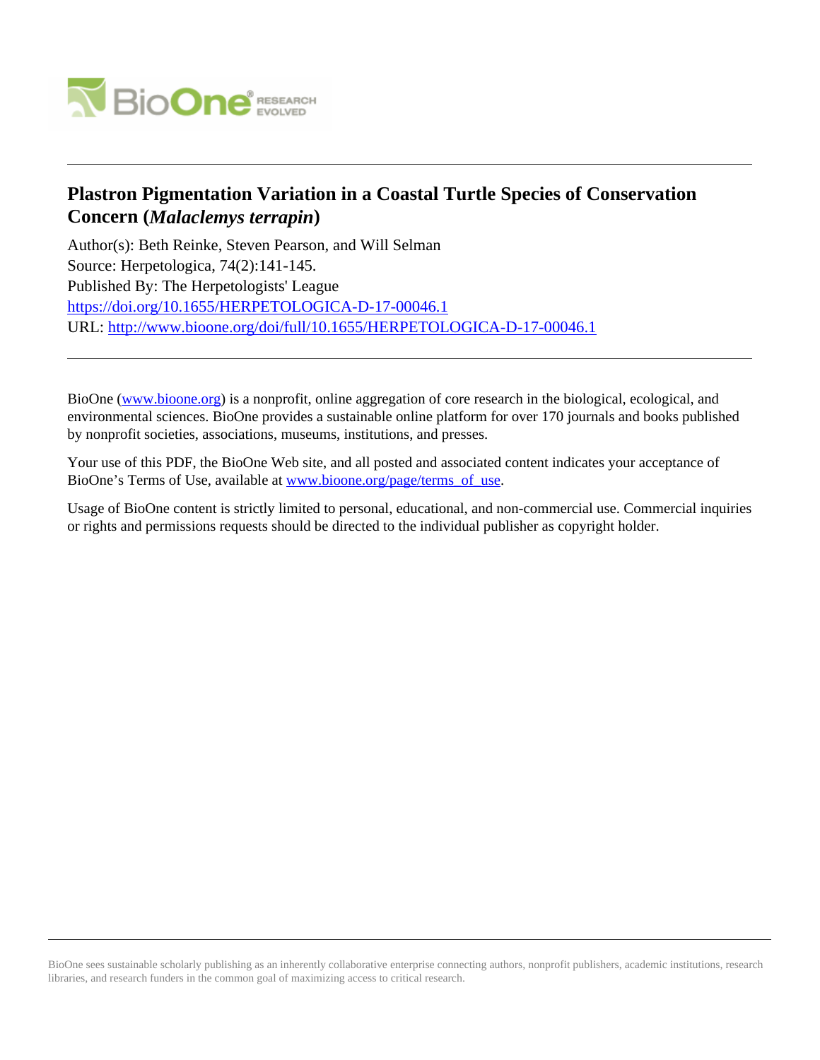# Plastron Pigmentation Variation in a Coastal Turtle Species of Conservation Concern (*Malaclemys terrapin*)

Author(s): Beth Reinke, Steven Pearson, and Will Selman

Source: Herpetologica, 74(2):141-145.

Published By: The Herpetologists' League

https://doi.org/10.1655/HERPETOLOGICA-D-17-00046.1

URL: http://www.bioone.org/doi/full/10.1655/HERPETOLOGICA-D-17-00046.1

---

BioOne (www.bioone.org) is a nonprofit, online aggregation of core research in the biological, ecological, and environmental sciences. BioOne provides a sustainable online platform for over 170 journals and books published by nonprofit societies, associations, museums, institutions, and presses.

Your use of this PDF, the BioOne Web site, and all posted and associated content indicates your acceptance of BioOne's Terms of Use, available at www.bioone.org/page/terms_of_use.

Usage of BioOne content is strictly limited to personal, educational, and non-commercial use. Commercial inquiries or rights and permissions requests should be directed to the individual publisher as copyright holder.

---

BioOne sees sustainable scholarly publishing as an inherently collaborative enterprise connecting authors, nonprofit publishers, academic institutions, research libraries, and research funders in the common goal of maximizing access to critical research.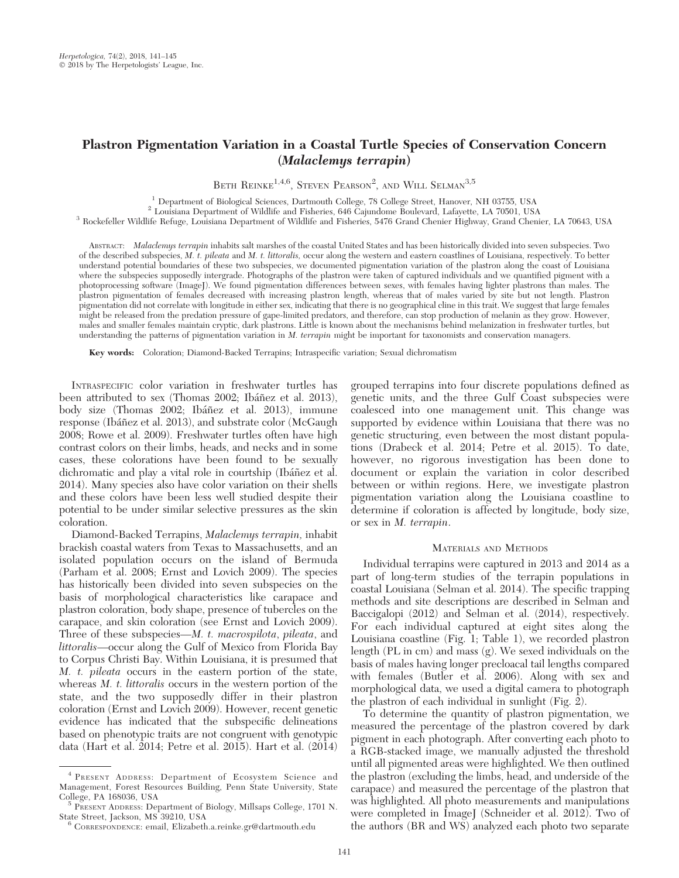# Plastron Pigmentation Variation in a Coastal Turtle Species of Conservation Concern (*Malaclemys terrapin*)

Beth Reinke[1,4,6], Steven Pearson[2], and Will Selman[3,5]

[1] Department of Biological Sciences, Dartmouth College, 78 College Street, Hanover, NH 03755, USA
[2] Louisiana Department of Wildlife and Fisheries, 646 Cajundome Boulevard, Lafayette, LA 70501, USA
[3] Rockefeller Wildlife Refuge, Louisiana Department of Wildlife and Fisheries, 5476 Grand Chenier Highway, Grand Chenier, LA 70643, USA

Abstract: *Malaclemys terrapin* inhabits salt marshes of the coastal United States and has been historically divided into seven subspecies. Two of the described subspecies, *M. t. pileata* and *M. t. littoralis,* occur along the western and eastern coastlines of Louisiana, respectively. To better understand potential boundaries of these two subspecies, we documented pigmentation variation of the plastron along the coast of Louisiana where the subspecies supposedly intergrade. Photographs of the plastron were taken of captured individuals and we quantified pigment with a photoprocessing software (ImageJ). We found pigmentation differences between sexes, with females having lighter plastrons than males. The plastron pigmentation of females decreased with increasing plastron length, whereas that of males varied by site but not length. Plastron pigmentation did not correlate with longitude in either sex, indicating that there is no geographical cline in this trait. We suggest that large females might be released from the predation pressure of gape-limited predators, and therefore, can stop production of melanin as they grow. However, males and smaller females maintain cryptic, dark plastrons. Little is known about the mechanisms behind melanization in freshwater turtles, but understanding the patterns of pigmentation variation in *M. terrapin* might be important for taxonomists and conservation managers.

**Key words:** Coloration; Diamond-Backed Terrapins; Intraspecific variation; Sexual dichromatism

Intraspecific color variation in freshwater turtles has been attributed to sex (Thomas 2002; Ibáñez et al. 2013), body size (Thomas 2002; Ibáñez et al. 2013), immune response (Ibáñez et al. 2013), and substrate color (McGaugh 2008; Rowe et al. 2009). Freshwater turtles often have high contrast colors on their limbs, heads, and necks and in some cases, these colorations have been found to be sexually dichromatic and play a vital role in courtship (Ibáñez et al. 2014). Many species also have color variation on their shells and these colors have been less well studied despite their potential to be under similar selective pressures as the skin coloration.

Diamond-Backed Terrapins, *Malaclemys terrapin*, inhabit brackish coastal waters from Texas to Massachusetts, and an isolated population occurs on the island of Bermuda (Parham et al. 2008; Ernst and Lovich 2009). The species has historically been divided into seven subspecies on the basis of morphological characteristics like carapace and plastron coloration, body shape, presence of tubercles on the carapace, and skin coloration (see Ernst and Lovich 2009). Three of these subspecies—*M. t. macrospilota*, *pileata*, and *littoralis*—occur along the Gulf of Mexico from Florida Bay to Corpus Christi Bay. Within Louisiana, it is presumed that *M. t. pileata* occurs in the eastern portion of the state, whereas *M. t. littoralis* occurs in the western portion of the state, and the two supposedly differ in their plastron coloration (Ernst and Lovich 2009). However, recent genetic evidence has indicated that the subspecific delineations based on phenotypic traits are not congruent with genotypic data (Hart et al. 2014; Petre et al. 2015). Hart et al. (2014) grouped terrapins into four discrete populations defined as genetic units, and the three Gulf Coast subspecies were coalesced into one management unit. This change was supported by evidence within Louisiana that there was no genetic structuring, even between the most distant populations (Drabeck et al. 2014; Petre et al. 2015). To date, however, no rigorous investigation has been done to document or explain the variation in color described between or within regions. Here, we investigate plastron pigmentation variation along the Louisiana coastline to determine if coloration is affected by longitude, body size, or sex in *M. terrapin*.

## Materials and Methods

Individual terrapins were captured in 2013 and 2014 as a part of long-term studies of the terrapin populations in coastal Louisiana (Selman et al. 2014). The specific trapping methods and site descriptions are described in Selman and Baccigalopi (2012) and Selman et al. (2014), respectively. For each individual captured at eight sites along the Louisiana coastline (Fig. 1; Table 1), we recorded plastron length (PL in cm) and mass (g). We sexed individuals on the basis of males having longer precloacal tail lengths compared with females (Butler et al. 2006). Along with sex and morphological data, we used a digital camera to photograph the plastron of each individual in sunlight (Fig. 2).

To determine the quantity of plastron pigmentation, we measured the percentage of the plastron covered by dark pigment in each photograph. After converting each photo to a RGB-stacked image, we manually adjusted the threshold until all pigmented areas were highlighted. We then outlined the plastron (excluding the limbs, head, and underside of the carapace) and measured the percentage of the plastron that was highlighted. All photo measurements and manipulations were completed in ImageJ (Schneider et al. 2012). Two of the authors (BR and WS) analyzed each photo two separate

---

[4] Present Address: Department of Ecosystem Science and Management, Forest Resources Building, Penn State University, State College, PA 168036, USA

[5] Present Address: Department of Biology, Millsaps College, 1701 N. State Street, Jackson, MS 39210, USA

[6] Correspondence: email, Elizabeth.a.reinke.gr@dartmouth.edu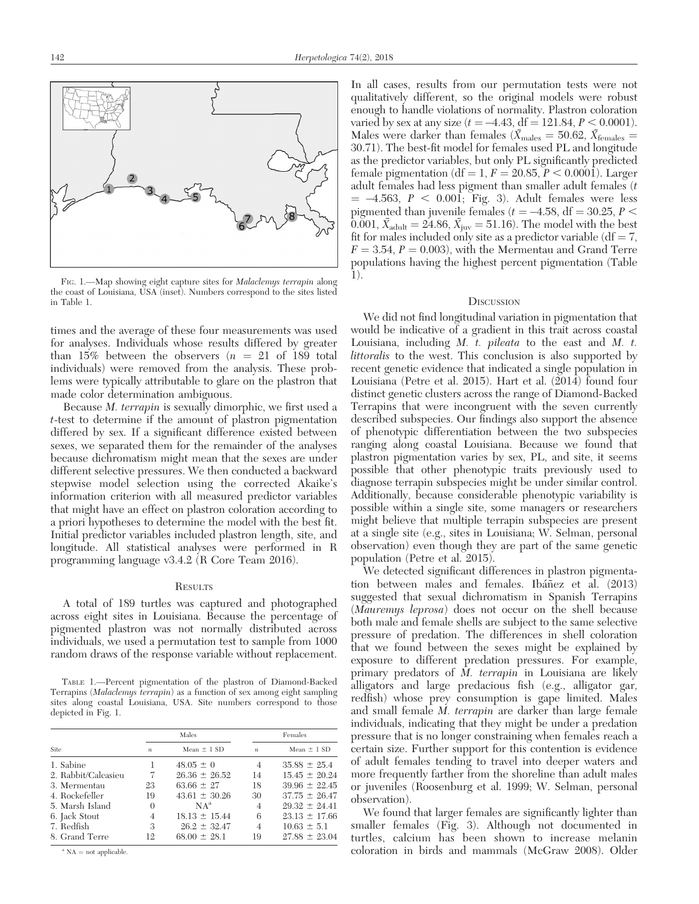FIG. 1.—Map showing eight capture sites for *Malaclemys terrapin* along the coast of Louisiana, USA (inset). Numbers correspond to the sites listed in Table 1.

times and the average of these four measurements was used for analyses. Individuals whose results differed by greater than 15% between the observers ($n$ = 21 of 189 total individuals) were removed from the analysis. These problems were typically attributable to glare on the plastron that made color determination ambiguous.

Because *M. terrapin* is sexually dimorphic, we first used a $t$-test to determine if the amount of plastron pigmentation differed by sex. If a significant difference existed between sexes, we separated them for the remainder of the analyses because dichromatism might mean that the sexes are under different selective pressures. We then conducted a backward stepwise model selection using the corrected Akaike's information criterion with all measured predictor variables that might have an effect on plastron coloration according to a priori hypotheses to determine the model with the best fit. Initial predictor variables included plastron length, site, and longitude. All statistical analyses were performed in R programming language v3.4.2 (R Core Team 2016).

## RESULTS

A total of 189 turtles was captured and photographed across eight sites in Louisiana. Because the percentage of pigmented plastron was not normally distributed across individuals, we used a permutation test to sample from 1000 random draws of the response variable without replacement.

TABLE 1.—Percent pigmentation of the plastron of Diamond-Backed Terrapins (*Malaclemys terrapin*) as a function of sex among eight sampling sites along coastal Louisiana, USA. Site numbers correspond to those depicted in Fig. 1.

| | Males | | Females | |
|---|---|---|---|---|
| Site | $n$ | Mean ± 1 SD | $n$ | Mean ± 1 SD |
| 1. Sabine | 1 | 48.05 ± 0 | 4 | 35.88 ± 25.4 |
| 2. Rabbit/Calcasieu | 7 | 26.36 ± 26.52 | 14 | 15.45 ± 20.24 |
| 3. Mermentau | 23 | 63.66 ± 27 | 18 | 39.96 ± 22.45 |
| 4. Rockefeller | 19 | 43.61 ± 30.26 | 30 | 37.75 ± 26.47 |
| 5. Marsh Island | 0 | NA[a] | 4 | 29.32 ± 24.41 |
| 6. Jack Stout | 4 | 18.13 ± 15.44 | 6 | 23.13 ± 17.66 |
| 7. Redfish | 3 | 26.2 ± 32.47 | 4 | 10.63 ± 5.1 |
| 8. Grand Terre | 12 | 68.00 ± 28.1 | 19 | 27.88 ± 23.04 |

[a] NA = not applicable.

In all cases, results from our permutation tests were not qualitatively different, so the original models were robust enough to handle violations of normality. Plastron coloration varied by sex at any size ($t = -4.43$, df = 121.84, $P < 0.0001$). Males were darker than females ($\bar{X}_{\text{males}} = 50.62$, $\bar{X}_{\text{females}} = 30.71$). The best-fit model for females used PL and longitude as the predictor variables, but only PL significantly predicted female pigmentation (df = 1, $F = 20.85$, $P < 0.0001$). Larger adult females had less pigment than smaller adult females ($t = -4.563$, $P < 0.001$; Fig. 3). Adult females were less pigmented than juvenile females ($t = -4.58$, df = 30.25, $P < 0.001$, $\bar{X}_{\text{adult}} = 24.86$, $\bar{X}_{\text{juv}} = 51.16$). The model with the best fit for males included only site as a predictor variable (df = 7, $F = 3.54$, $P = 0.003$), with the Mermentau and Grand Terre populations having the highest percent pigmentation (Table 1).

## DISCUSSION

We did not find longitudinal variation in pigmentation that would be indicative of a gradient in this trait across coastal Louisiana, including *M. t. pileata* to the east and *M. t. littoralis* to the west. This conclusion is also supported by recent genetic evidence that indicated a single population in Louisiana (Petre et al. 2015). Hart et al. (2014) found four distinct genetic clusters across the range of Diamond-Backed Terrapins that were incongruent with the seven currently described subspecies. Our findings also support the absence of phenotypic differentiation between the two subspecies ranging along coastal Louisiana. Because we found that plastron pigmentation varies by sex, PL, and site, it seems possible that other phenotypic traits previously used to diagnose terrapin subspecies might be under similar control. Additionally, because considerable phenotypic variability is possible within a single site, some managers or researchers might believe that multiple terrapin subspecies are present at a single site (e.g., sites in Louisiana; W. Selman, personal observation) even though they are part of the same genetic population (Petre et al. 2015).

We detected significant differences in plastron pigmentation between males and females. Ibáñez et al. (2013) suggested that sexual dichromatism in Spanish Terrapins (*Mauremys leprosa*) does not occur on the shell because both male and female shells are subject to the same selective pressure of predation. The differences in shell coloration that we found between the sexes might be explained by exposure to different predation pressures. For example, primary predators of *M. terrapin* in Louisiana are likely alligators and large predacious fish (e.g., alligator gar, redfish) whose prey consumption is gape limited. Males and small female *M. terrapin* are darker than large female individuals, indicating that they might be under a predation pressure that is no longer constraining when females reach a certain size. Further support for this contention is evidence of adult females tending to travel into deeper waters and more frequently farther from the shoreline than adult males or juveniles (Roosenburg et al. 1999; W. Selman, personal observation).

We found that larger females are significantly lighter than smaller females (Fig. 3). Although not documented in turtles, calcium has been shown to increase melanin coloration in birds and mammals (McGraw 2008). Older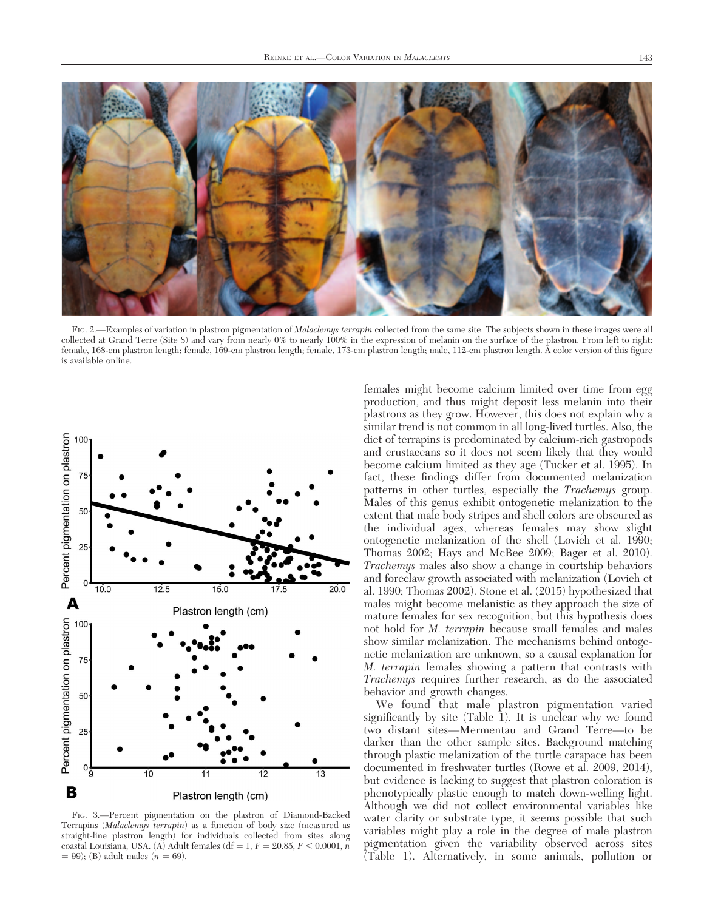FIG. 2.—Examples of variation in plastron pigmentation of *Malaclemys terrapin* collected from the same site. The subjects shown in these images were all collected at Grand Terre (Site 8) and vary from nearly 0% to nearly 100% in the expression of melanin on the surface of the plastron. From left to right: female, 168-cm plastron length; female, 169-cm plastron length; female, 173-cm plastron length; male, 112-cm plastron length. A color version of this figure is available online.

FIG. 3.—Percent pigmentation on the plastron of Diamond-Backed Terrapins (*Malaclemys terrapin*) as a function of body size (measured as straight-line plastron length) for individuals collected from sites along coastal Louisiana, USA. (A) Adult females (df = 1, $F = 20.85$, $P < 0.0001$, $n = 99$); (B) adult males ($n = 69$).

females might become calcium limited over time from egg production, and thus might deposit less melanin into their plastrons as they grow. However, this does not explain why a similar trend is not common in all long-lived turtles. Also, the diet of terrapins is predominated by calcium-rich gastropods and crustaceans so it does not seem likely that they would become calcium limited as they age (Tucker et al. 1995). In fact, these findings differ from documented melanization patterns in other turtles, especially the *Trachemys* group. Males of this genus exhibit ontogenetic melanization to the extent that male body stripes and shell colors are obscured as the individual ages, whereas females may show slight ontogenetic melanization of the shell (Lovich et al. 1990; Thomas 2002; Hays and McBee 2009; Bager et al. 2010). *Trachemys* males also show a change in courtship behaviors and foreclaw growth associated with melanization (Lovich et al. 1990; Thomas 2002). Stone et al. (2015) hypothesized that males might become melanistic as they approach the size of mature females for sex recognition, but this hypothesis does not hold for *M. terrapin* because small females and males show similar melanization. The mechanisms behind ontogenetic melanization are unknown, so a causal explanation for *M. terrapin* females showing a pattern that contrasts with *Trachemys* requires further research, as do the associated behavior and growth changes.

We found that male plastron pigmentation varied significantly by site (Table 1). It is unclear why we found two distant sites—Mermentau and Grand Terre—to be darker than the other sample sites. Background matching through plastic melanization of the turtle carapace has been documented in freshwater turtles (Rowe et al. 2009, 2014), but evidence is lacking to suggest that plastron coloration is phenotypically plastic enough to match down-welling light. Although we did not collect environmental variables like water clarity or substrate type, it seems possible that such variables might play a role in the degree of male plastron pigmentation given the variability observed across sites (Table 1). Alternatively, in some animals, pollution or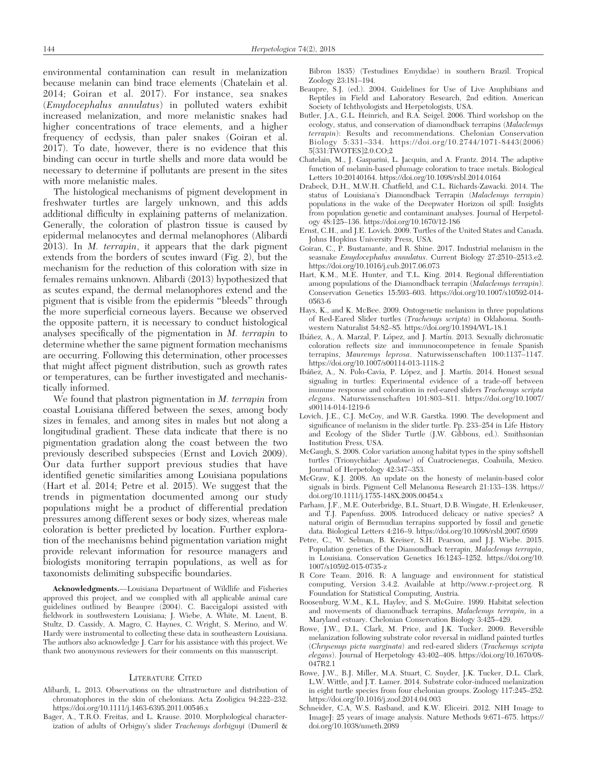environmental contamination can result in melanization because melanin can bind trace elements (Chatelain et al. 2014; Goiran et al. 2017). For instance, sea snakes (*Emydocephalus annulatus*) in polluted waters exhibit increased melanization, and more melanistic snakes had higher concentrations of trace elements, and a higher frequency of ecdysis, than paler snakes (Goiran et al. 2017). To date, however, there is no evidence that this binding can occur in turtle shells and more data would be necessary to determine if pollutants are present in the sites with more melanistic males.

The histological mechanisms of pigment development in freshwater turtles are largely unknown, and this adds additional difficulty in explaining patterns of melanization. Generally, the coloration of plastron tissue is caused by epidermal melanocytes and dermal melanophores (Alibardi 2013). In *M. terrapin*, it appears that the dark pigment extends from the borders of scutes inward (Fig. 2), but the mechanism for the reduction of this coloration with size in females remains unknown. Alibardi (2013) hypothesized that as scutes expand, the dermal melanophores extend and the pigment that is visible from the epidermis "bleeds" through the more superficial corneous layers. Because we observed the opposite pattern, it is necessary to conduct histological analyses specifically of the pigmentation in *M. terrapin* to determine whether the same pigment formation mechanisms are occurring. Following this determination, other processes that might affect pigment distribution, such as growth rates or temperatures, can be further investigated and mechanistically informed.

We found that plastron pigmentation in *M. terrapin* from coastal Louisiana differed between the sexes, among body sizes in females, and among sites in males but not along a longitudinal gradient. These data indicate that there is no pigmentation gradation along the coast between the two previously described subspecies (Ernst and Lovich 2009). Our data further support previous studies that have identified genetic similarities among Louisiana populations (Hart et al. 2014; Petre et al. 2015). We suggest that the trends in pigmentation documented among our study populations might be a product of differential predation pressures among different sexes or body sizes, whereas male coloration is better predicted by location. Further exploration of the mechanisms behind pigmentation variation might provide relevant information for resource managers and biologists monitoring terrapin populations, as well as for taxonomists delimiting subspecific boundaries.

**Acknowledgments.**—Louisiana Department of Wildlife and Fisheries approved this project, and we complied with all applicable animal care guidelines outlined by Beaupre (2004). C. Baccigalopi assisted with fieldwork in southwestern Louisiana; J. Wiebe, A. White, M. Luent, B. Stultz, D. Cassidy, A. Magro, C. Haynes, C. Wright, S. Merino, and W. Hardy were instrumental to collecting these data in southeastern Louisiana. The authors also acknowledge J. Carr for his assistance with this project. We thank two anonymous reviewers for their comments on this manuscript.

## Literature Cited

Alibardi, L. 2013. Observations on the ultrastructure and distribution of chromatophores in the skin of chelonians. Acta Zoologica 94:222–232. https://doi.org/10.1111/j.1463-6395.2011.00546.x

Bager, A., T.R.O. Freitas, and L. Krause. 2010. Morphological characterization of adults of Orbigny's slider *Trachemys dorbignyi* (Dumeril & Bibron 1835) (Testudines Emydidae) in southern Brazil. Tropical Zoology 23:181–194.

Beaupre, S.J. (ed.). 2004. Guidelines for Use of Live Amphibians and Reptiles in Field and Laboratory Research, 2nd edition. American Society of Ichthyologists and Herpetologists, USA.

Butler, J.A., G.L. Heinrich, and R.A. Seigel. 2006. Third workshop on the ecology, status, and conservation of diamondback terrapins (*Malaclemys terrapin*): Results and recommendations. Chelonian Conservation Biology 5:331–334. https://doi.org/10.2744/1071-8443(2006)5[331:TWOTES]2.0.CO;2

Chatelain, M., J. Gasparini, L. Jacquin, and A. Frantz. 2014. The adaptive function of melanin-based plumage coloration to trace metals. Biological Letters 10:20140164. https://doi.org/10.1098/rsbl.2014.0164

Drabeck, D.H., M.W.H. Chatfield, and C.L. Richards-Zawacki. 2014. The status of Louisiana's Diamondback Terrapin (*Malaclemys terrapin*) populations in the wake of the Deepwater Horizon oil spill: Insights from population genetic and contaminant analyses. Journal of Herpetology 48:125–136. https://doi.org/10.1670/12-186

Ernst, C.H., and J.E. Lovich. 2009. Turtles of the United States and Canada. Johns Hopkins University Press, USA.

Goiran, C., P. Bustamante, and R. Shine. 2017. Industrial melanism in the seasnake *Emydocephalus annulatus*. Current Biology 27:2510–2513.e2. https://doi.org/10.1016/j.cub.2017.06.073

Hart, K.M., M.E. Hunter, and T.L. King. 2014. Regional differentiation among populations of the Diamondback terrapin (*Malaclemys terrapin*). Conservation Genetics 15:593–603. https://doi.org/10.1007/s10592-014-0563-6

Hays, K., and K. McBee. 2009. Ontogenetic melanism in three populations of Red-Eared Slider turtles (*Trachemys scripta*) in Oklahoma. Southwestern Naturalist 54:82–85. https://doi.org/10.1894/WL-18.1

Ibáñez, A., A. Marzal, P. López, and J. Martín. 2013. Sexually dichromatic coloration reflects size and immunocompetence in female Spanish terrapins, *Mauremys leprosa*. Naturwissenschaften 100:1137–1147. https://doi.org/10.1007/s00114-013-1118-2

Ibáñez, A., N. Polo-Cavia, P. López, and J. Martín. 2014. Honest sexual signaling in turtles: Experimental evidence of a trade-off between immune response and coloration in red-eared sliders *Trachemys scripta elegans*. Naturwissenschaften 101:803–811. https://doi.org/10.1007/s00114-014-1219-6

Lovich, J.E., C.J. McCoy, and W.R. Garstka. 1990. The development and significance of melanism in the slider turtle. Pp. 233–254 in Life History and Ecology of the Slider Turtle (J.W. Gibbons, ed.). Smithsonian Institution Press, USA.

McGaugh, S. 2008. Color variation among habitat types in the spiny softshell turtles (Trionychidae: *Apalone*) of Cuatrocienegas, Coahuila, Mexico. Journal of Herpetology 42:347–353.

McGraw, K.J. 2008. An update on the honesty of melanin-based color signals in birds. Pigment Cell Melanoma Research 21:133–138. https://doi.org/10.1111/j.1755-148X.2008.00454.x

Parham, J.F., M.E. Outerbridge, B.L. Stuart, D.B. Wingate, H. Erlenkeuser, and T.J. Papenfuss. 2008. Introduced delicacy or native species? A natural origin of Bermudian terrapins supported by fossil and genetic data. Biological Letters 4:216–9. https://doi.org/10.1098/rsbl.2007.0599

Petre, C., W. Selman, B. Kreiser, S.H. Pearson, and J.J. Wiebe. 2015. Population genetics of the Diamondback terrapin, *Malaclemys terrapin*, in Louisiana. Conservation Genetics 16:1243–1252. https://doi.org/10.1007/s10592-015-0735-z

R Core Team. 2016. R: A language and environment for statistical computing, Version 3.4.2. Available at http://www.r-project.org. R Foundation for Statistical Computing, Austria.

Roosenburg, W.M., K.L. Hayley, and S. McGuire. 1999. Habitat selection and movements of diamondback terrapins, *Malaclemys terrapin*, in a Maryland estuary. Chelonian Conservation Biology 3:425–429.

Rowe, J.W., D.L. Clark, M. Price, and J.K. Tucker. 2009. Reversible melanization following substrate color reversal in midland painted turtles (*Chrysemys picta marginata*) and red-eared sliders (*Trachemys scripta elegans*). Journal of Herpetology 43:402–408. https://doi.org/10.1670/08-047R2.1

Rowe, J.W., B.J. Miller, M.A. Stuart, C. Snyder, J.K. Tucker, D.L. Clark, L.W. Wittle, and J.T. Lamer. 2014. Substrate color-induced melanization in eight turtle species from four chelonian groups. Zoology 117:245–252. https://doi.org/10.1016/j.zool.2014.04.003

Schneider, C.A, W.S. Rasband, and K.W. Eliceiri. 2012. NIH Image to ImageJ: 25 years of image analysis. Nature Methods 9:671–675. https://doi.org/10.1038/nmeth.2089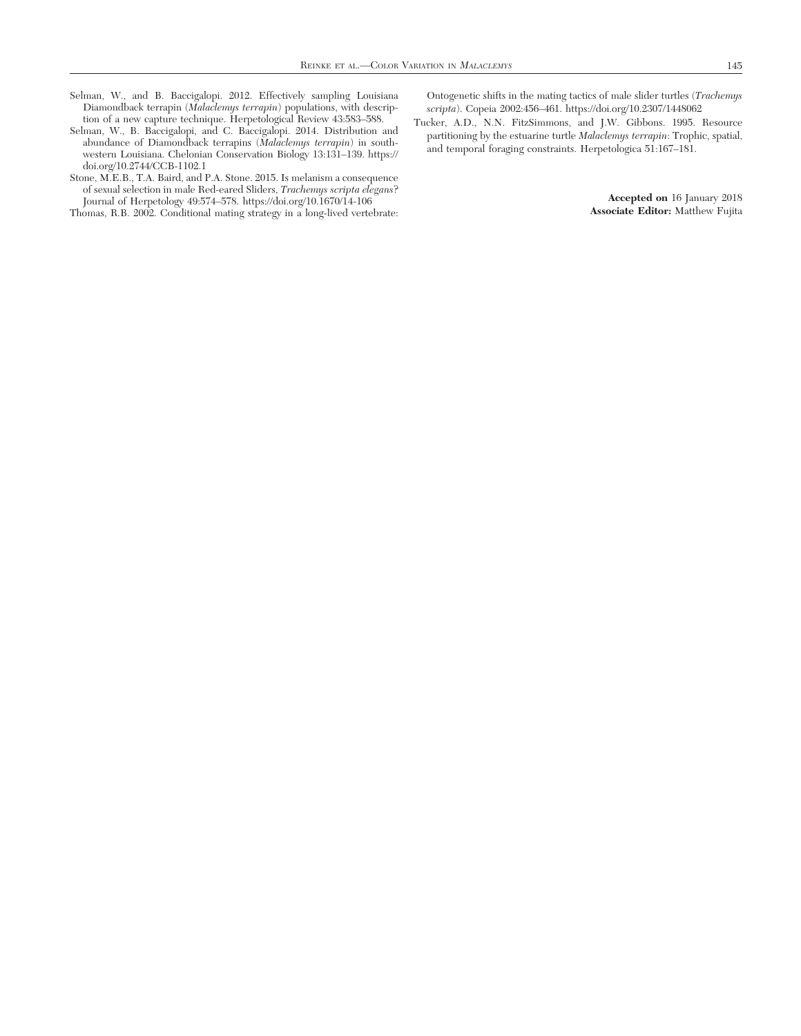Selman, W., and B. Baccigalopi. 2012. Effectively sampling Louisiana Diamondback terrapin (*Malaclemys terrapin*) populations, with description of a new capture technique. Herpetological Review 43:583–588.

Selman, W., B. Baccigalopi, and C. Baccigalopi. 2014. Distribution and abundance of Diamondback terrapins (*Malaclemys terrapin*) in southwestern Louisiana. Chelonian Conservation Biology 13:131–139. https://doi.org/10.2744/CCB-1102.1

Stone, M.E.B., T.A. Baird, and P.A. Stone. 2015. Is melanism a consequence of sexual selection in male Red-eared Sliders, *Trachemys scripta elegans*? Journal of Herpetology 49:574–578. https://doi.org/10.1670/14-106

Thomas, R.B. 2002. Conditional mating strategy in a long-lived vertebrate: Ontogenetic shifts in the mating tactics of male slider turtles (*Trachemys scripta*). Copeia 2002:456–461. https://doi.org/10.2307/1448062

Tucker, A.D., N.N. FitzSimmons, and J.W. Gibbons. 1995. Resource partitioning by the estuarine turtle *Malaclemys terrapin*: Trophic, spatial, and temporal foraging constraints. Herpetologica 51:167–181.

**Accepted on** 16 January 2018
**Associate Editor:** Matthew Fujita